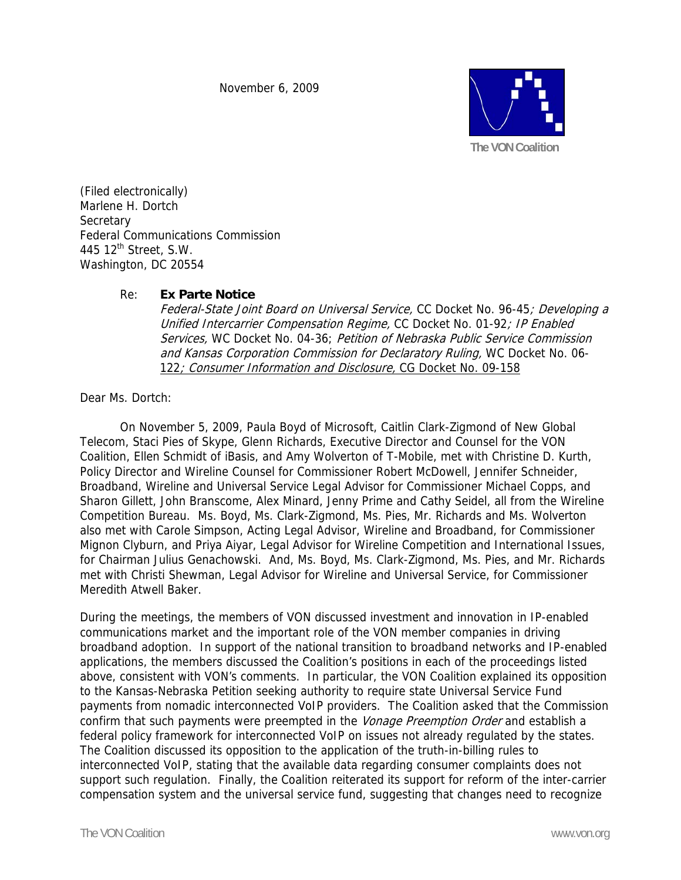November 6, 2009

The VON Coalition

(Filed electronically)
Marlene H. Dortch
Secretary
Federal Communications Commission
445 12th Street, S.W.
Washington, DC 20554

Re: **Ex Parte Notice**
*Federal-State Joint Board on Universal Service,* CC Docket No. 96-45*; Developing a Unified Intercarrier Compensation Regime,* CC Docket No. 01-92*; IP Enabled Services,* WC Docket No. 04-36; *Petition of Nebraska Public Service Commission and Kansas Corporation Commission for Declaratory Ruling,* WC Docket No. 06-122*; Consumer Information and Disclosure,* CG Docket No. 09-158

Dear Ms. Dortch:

On November 5, 2009, Paula Boyd of Microsoft, Caitlin Clark-Zigmond of New Global Telecom, Staci Pies of Skype, Glenn Richards, Executive Director and Counsel for the VON Coalition, Ellen Schmidt of iBasis, and Amy Wolverton of T-Mobile, met with Christine D. Kurth, Policy Director and Wireline Counsel for Commissioner Robert McDowell, Jennifer Schneider, Broadband, Wireline and Universal Service Legal Advisor for Commissioner Michael Copps, and Sharon Gillett, John Branscome, Alex Minard, Jenny Prime and Cathy Seidel, all from the Wireline Competition Bureau. Ms. Boyd, Ms. Clark-Zigmond, Ms. Pies, Mr. Richards and Ms. Wolverton also met with Carole Simpson, Acting Legal Advisor, Wireline and Broadband, for Commissioner Mignon Clyburn, and Priya Aiyar, Legal Advisor for Wireline Competition and International Issues, for Chairman Julius Genachowski. And, Ms. Boyd, Ms. Clark-Zigmond, Ms. Pies, and Mr. Richards met with Christi Shewman, Legal Advisor for Wireline and Universal Service, for Commissioner Meredith Atwell Baker.

During the meetings, the members of VON discussed investment and innovation in IP-enabled communications market and the important role of the VON member companies in driving broadband adoption. In support of the national transition to broadband networks and IP-enabled applications, the members discussed the Coalition's positions in each of the proceedings listed above, consistent with VON's comments. In particular, the VON Coalition explained its opposition to the Kansas-Nebraska Petition seeking authority to require state Universal Service Fund payments from nomadic interconnected VoIP providers. The Coalition asked that the Commission confirm that such payments were preempted in the *Vonage Preemption Order* and establish a federal policy framework for interconnected VoIP on issues not already regulated by the states. The Coalition discussed its opposition to the application of the truth-in-billing rules to interconnected VoIP, stating that the available data regarding consumer complaints does not support such regulation. Finally, the Coalition reiterated its support for reform of the inter-carrier compensation system and the universal service fund, suggesting that changes need to recognize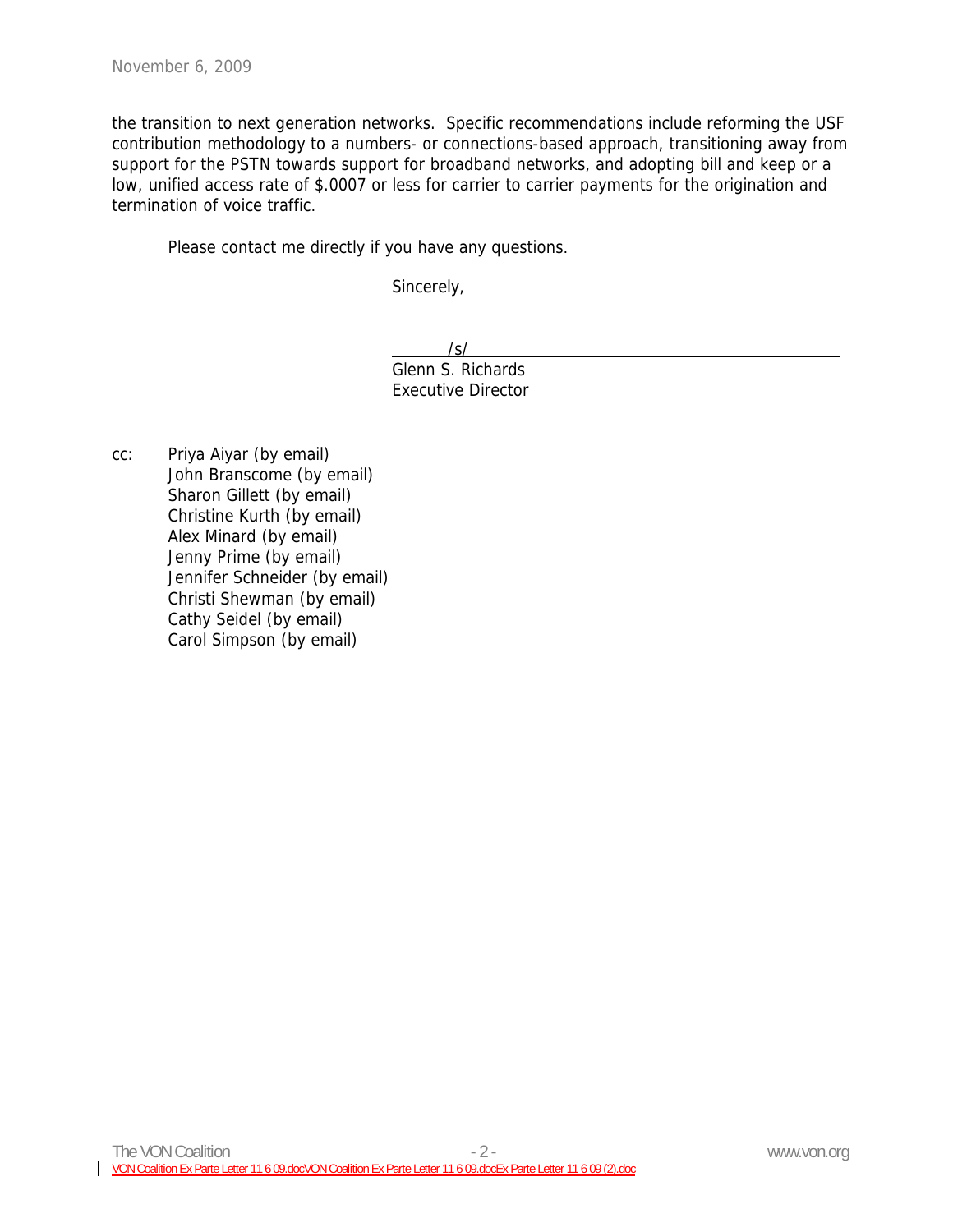the transition to next generation networks. Specific recommendations include reforming the USF contribution methodology to a numbers- or connections-based approach, transitioning away from support for the PSTN towards support for broadband networks, and adopting bill and keep or a low, unified access rate of $.0007 or less for carrier to carrier payments for the origination and termination of voice traffic.

Please contact me directly if you have any questions.

Sincerely,

/s/

Glenn S. Richards
Executive Director

cc: Priya Aiyar (by email)
John Branscome (by email)
Sharon Gillett (by email)
Christine Kurth (by email)
Alex Minard (by email)
Jenny Prime (by email)
Jennifer Schneider (by email)
Christi Shewman (by email)
Cathy Seidel (by email)
Carol Simpson (by email)